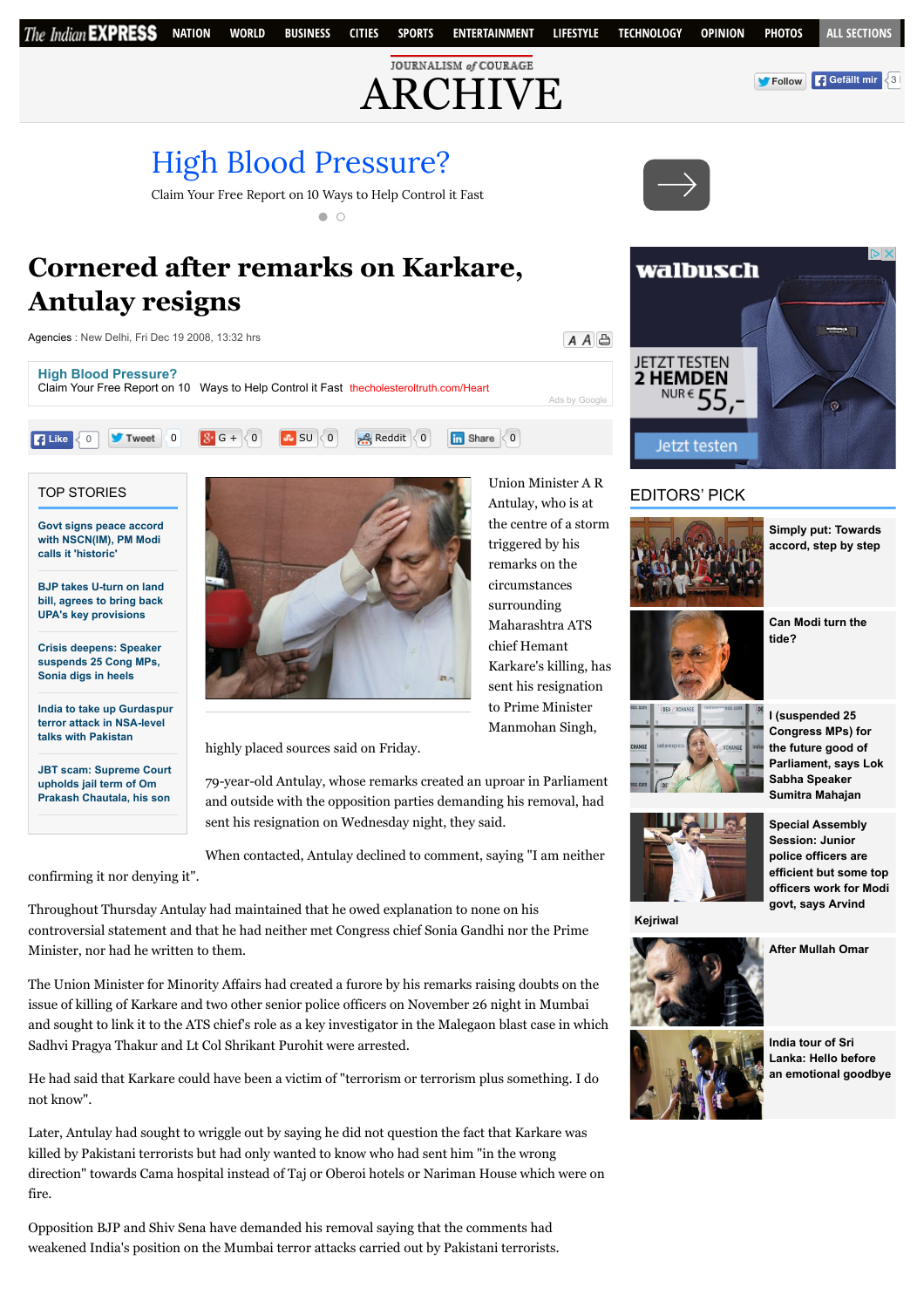# Cornered after remarks on Karkare, Antulay resigns

Agencies : New Delhi, Fri Dec 19 2008, 13:32 hrs

Union Minister A R Antulay, who is at the centre of a storm triggered by his remarks on the circumstances surrounding Maharashtra ATS chief Hemant Karkare's killing, has sent his resignation to Prime Minister Manmohan Singh, highly placed sources said on Friday.

79-year-old Antulay, whose remarks created an uproar in Parliament and outside with the opposition parties demanding his removal, had sent his resignation on Wednesday night, they said.

When contacted, Antulay declined to comment, saying "I am neither confirming it nor denying it".

Throughout Thursday Antulay had maintained that he owed explanation to none on his controversial statement and that he had neither met Congress chief Sonia Gandhi nor the Prime Minister, nor had he written to them.

The Union Minister for Minority Affairs had created a furore by his remarks raising doubts on the issue of killing of Karkare and two other senior police officers on November 26 night in Mumbai and sought to link it to the ATS chief's role as a key investigator in the Malegaon blast case in which Sadhvi Pragya Thakur and Lt Col Shrikant Purohit were arrested.

He had said that Karkare could have been a victim of "terrorism or terrorism plus something. I do not know".

Later, Antulay had sought to wriggle out by saying he did not question the fact that Karkare was killed by Pakistani terrorists but had only wanted to know who had sent him "in the wrong direction" towards Cama hospital instead of Taj or Oberoi hotels or Nariman House which were on fire.

Opposition BJP and Shiv Sena have demanded his removal saying that the comments had weakened India's position on the Mumbai terror attacks carried out by Pakistani terrorists.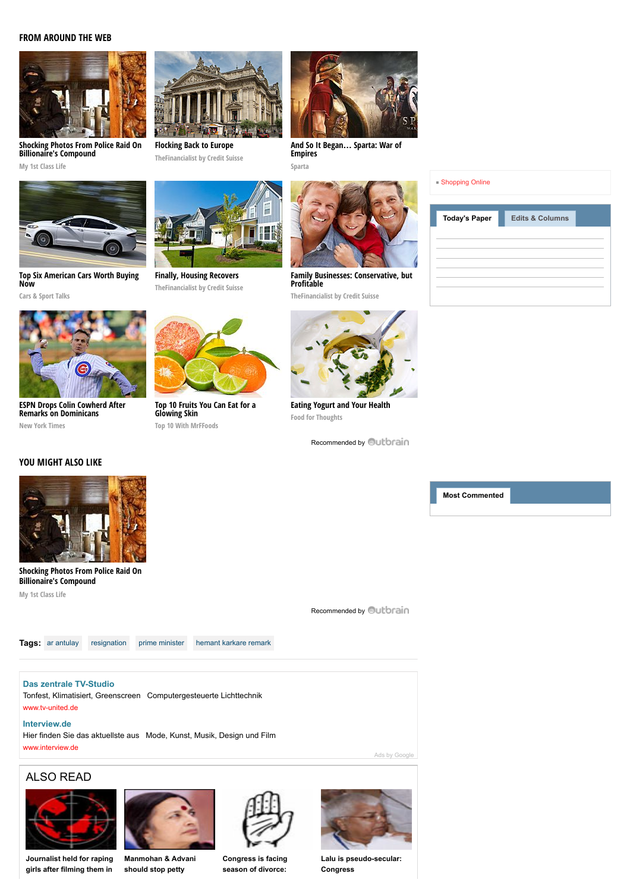## FROM AROUND THE WEB

**Shocking Photos From Police Raid On Billionaire's Compound**
My 1st Class Life

**Flocking Back to Europe**
TheFinancialist by Credit Suisse

**And So It Began… Sparta: War of Empires**
Sparta

**Top Six American Cars Worth Buying Now**
Cars & Sport Talks

**Finally, Housing Recovers**
TheFinancialist by Credit Suisse

**Family Businesses: Conservative, but Profitable**
TheFinancialist by Credit Suisse

**ESPN Drops Colin Cowherd After Remarks on Dominicans**
New York Times

**Top 10 Fruits You Can Eat for a Glowing Skin**
Top 10 With MrFFoods

**Eating Yogurt and Your Health**
Food for Thoughts

Recommended by Outbrain

- Shopping Online

Today's Paper | Edits & Columns

## YOU MIGHT ALSO LIKE

**Shocking Photos From Police Raid On Billionaire's Compound**
My 1st Class Life

Recommended by Outbrain

Most Commented

**Tags:** ar antulay | resignation | prime minister | hemant karkare remark

**Das zentrale TV-Studio**
Tonfest, Klimatisiert, Greenscreen Computergesteuerte Lichttechnik
www.tv-united.de

**Interview.de**
Hier finden Sie das aktuellste aus Mode, Kunst, Musik, Design und Film
www.interview.de

Ads by Google

## ALSO READ

**Journalist held for raping girls after filming them in**

**Manmohan & Advani should stop petty**

**Congress is facing season of divorce:**

**Lalu is pseudo-secular: Congress**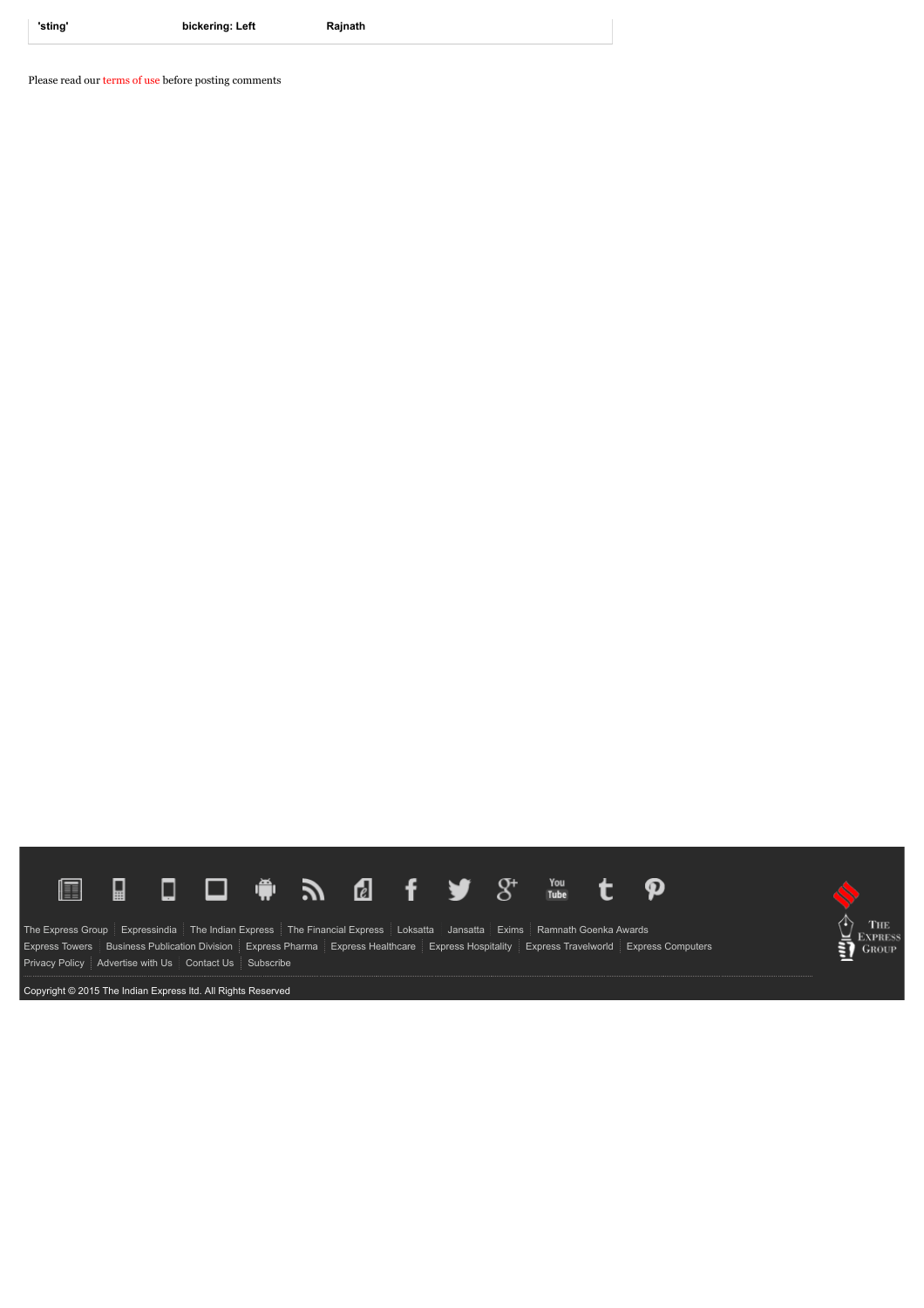| | | |
|---|---|---|
| **'sting'** | **bickering: Left** | **Rajnath** |

Please read our terms of use before posting comments

The Express Group | Expressindia | The Indian Express | The Financial Express | Loksatta | Jansatta | Exims | Ramnath Goenka Awards
Express Towers | Business Publication Division | Express Pharma | Express Healthcare | Express Hospitality | Express Travelworld | Express Computers
Privacy Policy | Advertise with Us | Contact Us | Subscribe

Copyright © 2015 The Indian Express ltd. All Rights Reserved

THE EXPRESS GROUP